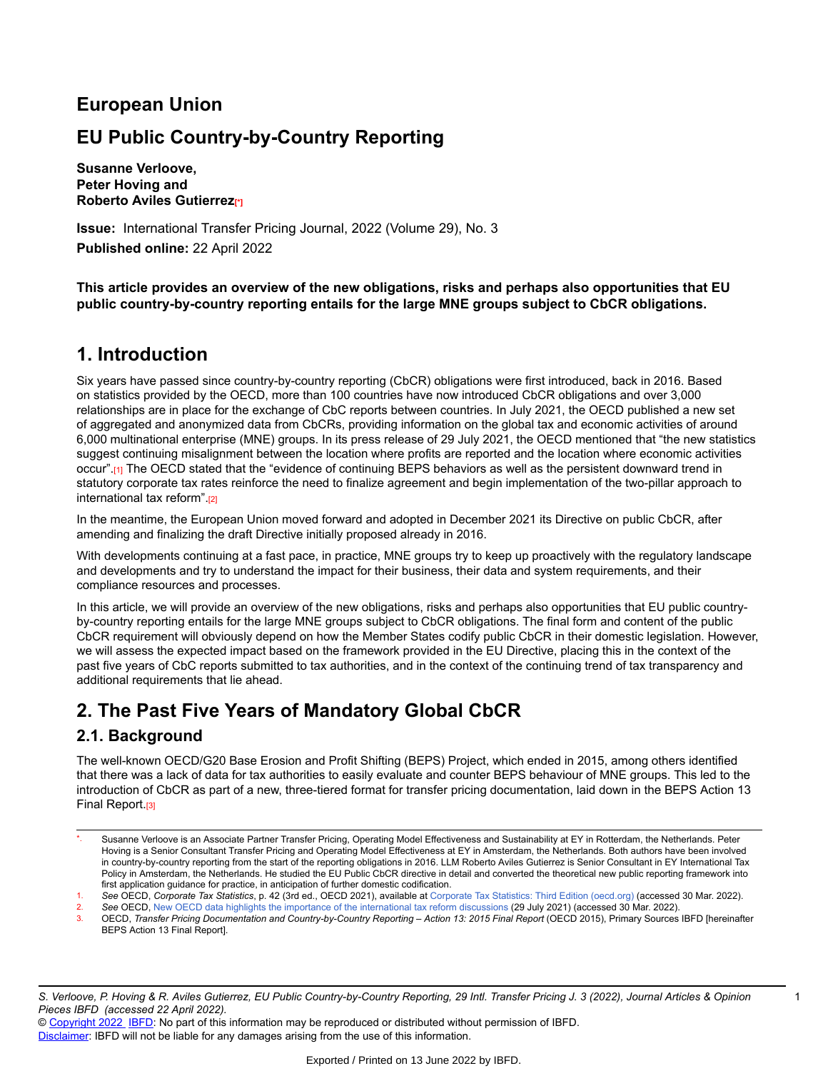# European Union

# EU Public Country-by-Country Reporting

**Susanne Verloove,**
**Peter Hoving and**
**Roberto Aviles Gutierrez**[*]

**Issue:** International Transfer Pricing Journal, 2022 (Volume 29), No. 3
**Published online:** 22 April 2022

**This article provides an overview of the new obligations, risks and perhaps also opportunities that EU public country-by-country reporting entails for the large MNE groups subject to CbCR obligations.**

## 1. Introduction

Six years have passed since country-by-country reporting (CbCR) obligations were first introduced, back in 2016. Based on statistics provided by the OECD, more than 100 countries have now introduced CbCR obligations and over 3,000 relationships are in place for the exchange of CbC reports between countries. In July 2021, the OECD published a new set of aggregated and anonymized data from CbCRs, providing information on the global tax and economic activities of around 6,000 multinational enterprise (MNE) groups. In its press release of 29 July 2021, the OECD mentioned that "the new statistics suggest continuing misalignment between the location where profits are reported and the location where economic activities occur".[1] The OECD stated that the "evidence of continuing BEPS behaviors as well as the persistent downward trend in statutory corporate tax rates reinforce the need to finalize agreement and begin implementation of the two-pillar approach to international tax reform".[2]

In the meantime, the European Union moved forward and adopted in December 2021 its Directive on public CbCR, after amending and finalizing the draft Directive initially proposed already in 2016.

With developments continuing at a fast pace, in practice, MNE groups try to keep up proactively with the regulatory landscape and developments and try to understand the impact for their business, their data and system requirements, and their compliance resources and processes.

In this article, we will provide an overview of the new obligations, risks and perhaps also opportunities that EU public country-by-country reporting entails for the large MNE groups subject to CbCR obligations. The final form and content of the public CbCR requirement will obviously depend on how the Member States codify public CbCR in their domestic legislation. However, we will assess the expected impact based on the framework provided in the EU Directive, placing this in the context of the past five years of CbC reports submitted to tax authorities, and in the context of the continuing trend of tax transparency and additional requirements that lie ahead.

## 2. The Past Five Years of Mandatory Global CbCR

### 2.1. Background

The well-known OECD/G20 Base Erosion and Profit Shifting (BEPS) Project, which ended in 2015, among others identified that there was a lack of data for tax authorities to easily evaluate and counter BEPS behaviour of MNE groups. This led to the introduction of CbCR as part of a new, three-tiered format for transfer pricing documentation, laid down in the BEPS Action 13 Final Report.[3]

---

*. Susanne Verloove is an Associate Partner Transfer Pricing, Operating Model Effectiveness and Sustainability at EY in Rotterdam, the Netherlands. Peter Hoving is a Senior Consultant Transfer Pricing and Operating Model Effectiveness at EY in Amsterdam, the Netherlands. Both authors have been involved in country-by-country reporting from the start of the reporting obligations in 2016. LLM Roberto Aviles Gutierrez is Senior Consultant in EY International Tax Policy in Amsterdam, the Netherlands. He studied the EU Public CbCR directive in detail and converted the theoretical new public reporting framework into first application guidance for practice, in anticipation of further domestic codification.

1. *See* OECD, *Corporate Tax Statistics*, p. 42 (3rd ed., OECD 2021), available at Corporate Tax Statistics: Third Edition (oecd.org) (accessed 30 Mar. 2022).
2. *See* OECD, New OECD data highlights the importance of the international tax reform discussions (29 July 2021) (accessed 30 Mar. 2022).
3. OECD, *Transfer Pricing Documentation and Country-by-Country Reporting – Action 13: 2015 Final Report* (OECD 2015), Primary Sources IBFD [hereinafter BEPS Action 13 Final Report].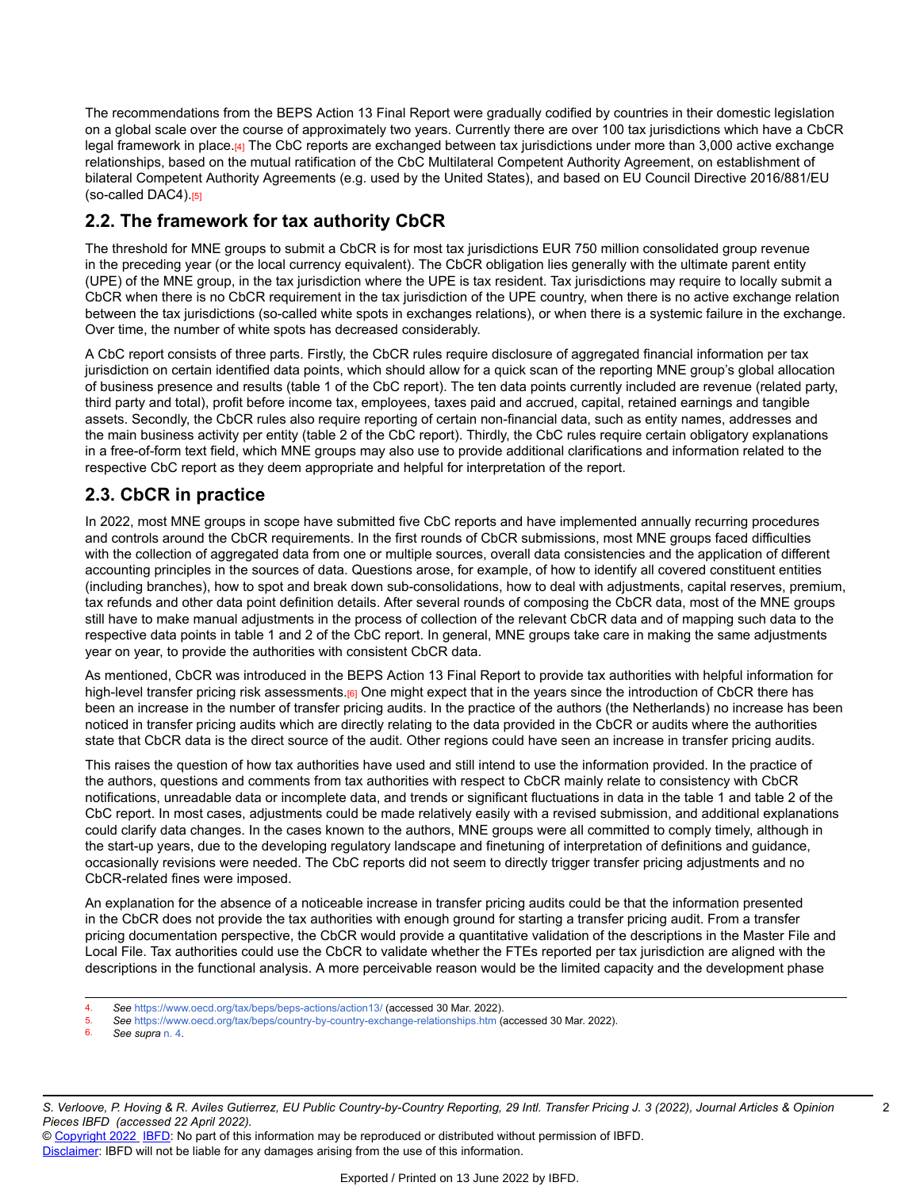The recommendations from the BEPS Action 13 Final Report were gradually codified by countries in their domestic legislation on a global scale over the course of approximately two years. Currently there are over 100 tax jurisdictions which have a CbCR legal framework in place.[4] The CbC reports are exchanged between tax jurisdictions under more than 3,000 active exchange relationships, based on the mutual ratification of the CbC Multilateral Competent Authority Agreement, on establishment of bilateral Competent Authority Agreements (e.g. used by the United States), and based on EU Council Directive 2016/881/EU (so-called DAC4).[5]

## 2.2. The framework for tax authority CbCR

The threshold for MNE groups to submit a CbCR is for most tax jurisdictions EUR 750 million consolidated group revenue in the preceding year (or the local currency equivalent). The CbCR obligation lies generally with the ultimate parent entity (UPE) of the MNE group, in the tax jurisdiction where the UPE is tax resident. Tax jurisdictions may require to locally submit a CbCR when there is no CbCR requirement in the tax jurisdiction of the UPE country, when there is no active exchange relation between the tax jurisdictions (so-called white spots in exchanges relations), or when there is a systemic failure in the exchange. Over time, the number of white spots has decreased considerably.

A CbC report consists of three parts. Firstly, the CbCR rules require disclosure of aggregated financial information per tax jurisdiction on certain identified data points, which should allow for a quick scan of the reporting MNE group's global allocation of business presence and results (table 1 of the CbC report). The ten data points currently included are revenue (related party, third party and total), profit before income tax, employees, taxes paid and accrued, capital, retained earnings and tangible assets. Secondly, the CbCR rules also require reporting of certain non-financial data, such as entity names, addresses and the main business activity per entity (table 2 of the CbC report). Thirdly, the CbC rules require certain obligatory explanations in a free-of-form text field, which MNE groups may also use to provide additional clarifications and information related to the respective CbC report as they deem appropriate and helpful for interpretation of the report.

## 2.3. CbCR in practice

In 2022, most MNE groups in scope have submitted five CbC reports and have implemented annually recurring procedures and controls around the CbCR requirements. In the first rounds of CbCR submissions, most MNE groups faced difficulties with the collection of aggregated data from one or multiple sources, overall data consistencies and the application of different accounting principles in the sources of data. Questions arose, for example, of how to identify all covered constituent entities (including branches), how to spot and break down sub-consolidations, how to deal with adjustments, capital reserves, premium, tax refunds and other data point definition details. After several rounds of composing the CbCR data, most of the MNE groups still have to make manual adjustments in the process of collection of the relevant CbCR data and of mapping such data to the respective data points in table 1 and 2 of the CbC report. In general, MNE groups take care in making the same adjustments year on year, to provide the authorities with consistent CbCR data.

As mentioned, CbCR was introduced in the BEPS Action 13 Final Report to provide tax authorities with helpful information for high-level transfer pricing risk assessments.[6] One might expect that in the years since the introduction of CbCR there has been an increase in the number of transfer pricing audits. In the practice of the authors (the Netherlands) no increase has been noticed in transfer pricing audits which are directly relating to the data provided in the CbCR or audits where the authorities state that CbCR data is the direct source of the audit. Other regions could have seen an increase in transfer pricing audits.

This raises the question of how tax authorities have used and still intend to use the information provided. In the practice of the authors, questions and comments from tax authorities with respect to CbCR mainly relate to consistency with CbCR notifications, unreadable data or incomplete data, and trends or significant fluctuations in data in the table 1 and table 2 of the CbC report. In most cases, adjustments could be made relatively easily with a revised submission, and additional explanations could clarify data changes. In the cases known to the authors, MNE groups were all committed to comply timely, although in the start-up years, due to the developing regulatory landscape and finetuning of interpretation of definitions and guidance, occasionally revisions were needed. The CbC reports did not seem to directly trigger transfer pricing adjustments and no CbCR-related fines were imposed.

An explanation for the absence of a noticeable increase in transfer pricing audits could be that the information presented in the CbCR does not provide the tax authorities with enough ground for starting a transfer pricing audit. From a transfer pricing documentation perspective, the CbCR would provide a quantitative validation of the descriptions in the Master File and Local File. Tax authorities could use the CbCR to validate whether the FTEs reported per tax jurisdiction are aligned with the descriptions in the functional analysis. A more perceivable reason would be the limited capacity and the development phase

---

4. *See* https://www.oecd.org/tax/beps/beps-actions/action13/ (accessed 30 Mar. 2022).
5. *See* https://www.oecd.org/tax/beps/country-by-country-exchange-relationships.htm (accessed 30 Mar. 2022).
6. *See supra* n. 4.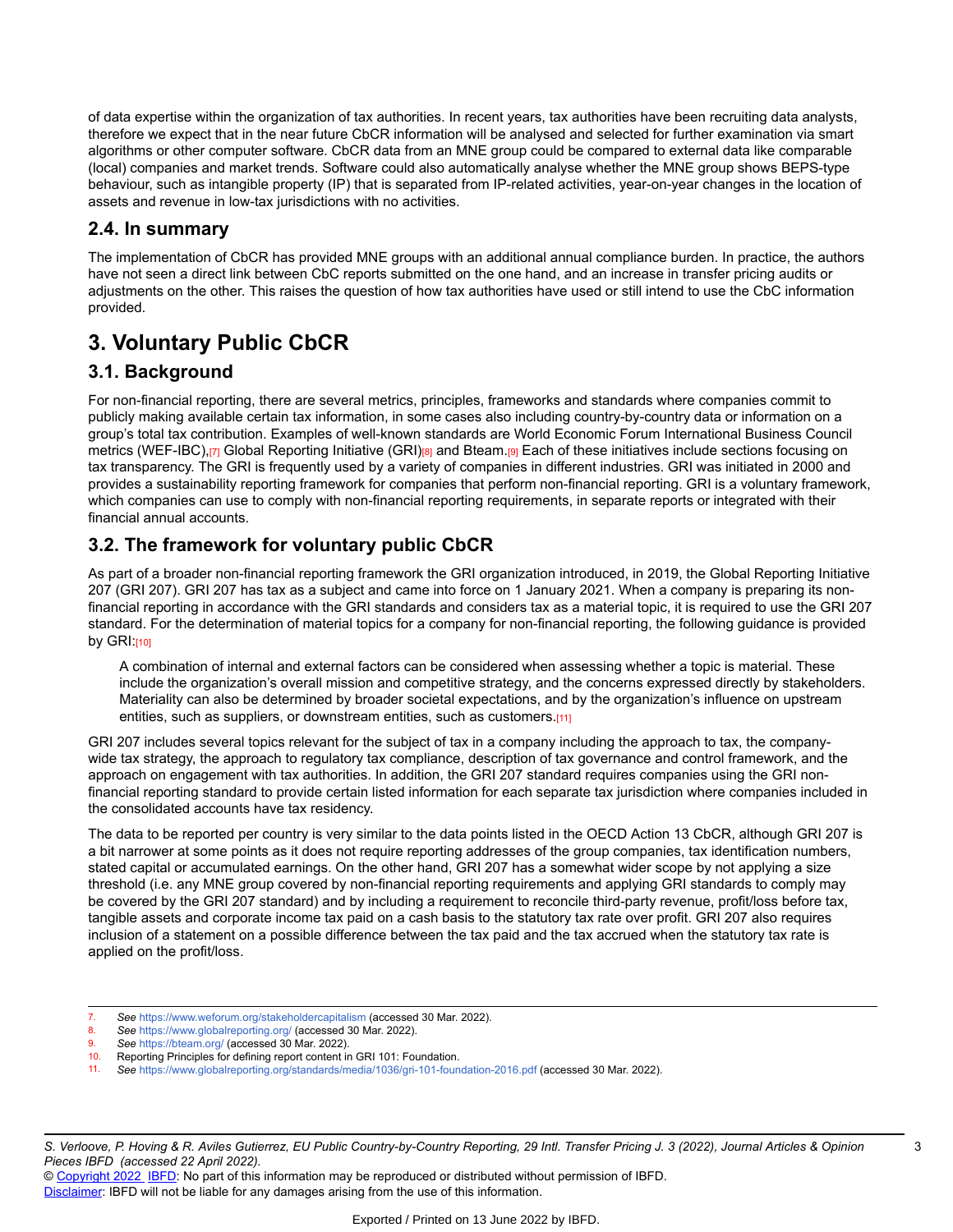of data expertise within the organization of tax authorities. In recent years, tax authorities have been recruiting data analysts, therefore we expect that in the near future CbCR information will be analysed and selected for further examination via smart algorithms or other computer software. CbCR data from an MNE group could be compared to external data like comparable (local) companies and market trends. Software could also automatically analyse whether the MNE group shows BEPS-type behaviour, such as intangible property (IP) that is separated from IP-related activities, year-on-year changes in the location of assets and revenue in low-tax jurisdictions with no activities.

### 2.4. In summary

The implementation of CbCR has provided MNE groups with an additional annual compliance burden. In practice, the authors have not seen a direct link between CbC reports submitted on the one hand, and an increase in transfer pricing audits or adjustments on the other. This raises the question of how tax authorities have used or still intend to use the CbC information provided.

## 3. Voluntary Public CbCR

### 3.1. Background

For non-financial reporting, there are several metrics, principles, frameworks and standards where companies commit to publicly making available certain tax information, in some cases also including country-by-country data or information on a group's total tax contribution. Examples of well-known standards are World Economic Forum International Business Council metrics (WEF-IBC),[7] Global Reporting Initiative (GRI)[8] and Bteam.[9] Each of these initiatives include sections focusing on tax transparency. The GRI is frequently used by a variety of companies in different industries. GRI was initiated in 2000 and provides a sustainability reporting framework for companies that perform non-financial reporting. GRI is a voluntary framework, which companies can use to comply with non-financial reporting requirements, in separate reports or integrated with their financial annual accounts.

### 3.2. The framework for voluntary public CbCR

As part of a broader non-financial reporting framework the GRI organization introduced, in 2019, the Global Reporting Initiative 207 (GRI 207). GRI 207 has tax as a subject and came into force on 1 January 2021. When a company is preparing its non-financial reporting in accordance with the GRI standards and considers tax as a material topic, it is required to use the GRI 207 standard. For the determination of material topics for a company for non-financial reporting, the following guidance is provided by GRI:[10]

> A combination of internal and external factors can be considered when assessing whether a topic is material. These include the organization's overall mission and competitive strategy, and the concerns expressed directly by stakeholders. Materiality can also be determined by broader societal expectations, and by the organization's influence on upstream entities, such as suppliers, or downstream entities, such as customers.[11]

GRI 207 includes several topics relevant for the subject of tax in a company including the approach to tax, the company-wide tax strategy, the approach to regulatory tax compliance, description of tax governance and control framework, and the approach on engagement with tax authorities. In addition, the GRI 207 standard requires companies using the GRI non-financial reporting standard to provide certain listed information for each separate tax jurisdiction where companies included in the consolidated accounts have tax residency.

The data to be reported per country is very similar to the data points listed in the OECD Action 13 CbCR, although GRI 207 is a bit narrower at some points as it does not require reporting addresses of the group companies, tax identification numbers, stated capital or accumulated earnings. On the other hand, GRI 207 has a somewhat wider scope by not applying a size threshold (i.e. any MNE group covered by non-financial reporting requirements and applying GRI standards to comply may be covered by the GRI 207 standard) and by including a requirement to reconcile third-party revenue, profit/loss before tax, tangible assets and corporate income tax paid on a cash basis to the statutory tax rate over profit. GRI 207 also requires inclusion of a statement on a possible difference between the tax paid and the tax accrued when the statutory tax rate is applied on the profit/loss.

---

7. *See* https://www.weforum.org/stakeholdercapitalism (accessed 30 Mar. 2022).
8. *See* https://www.globalreporting.org/ (accessed 30 Mar. 2022).
9. *See* https://bteam.org/ (accessed 30 Mar. 2022).
10. Reporting Principles for defining report content in GRI 101: Foundation.
11. *See* https://www.globalreporting.org/standards/media/1036/gri-101-foundation-2016.pdf (accessed 30 Mar. 2022).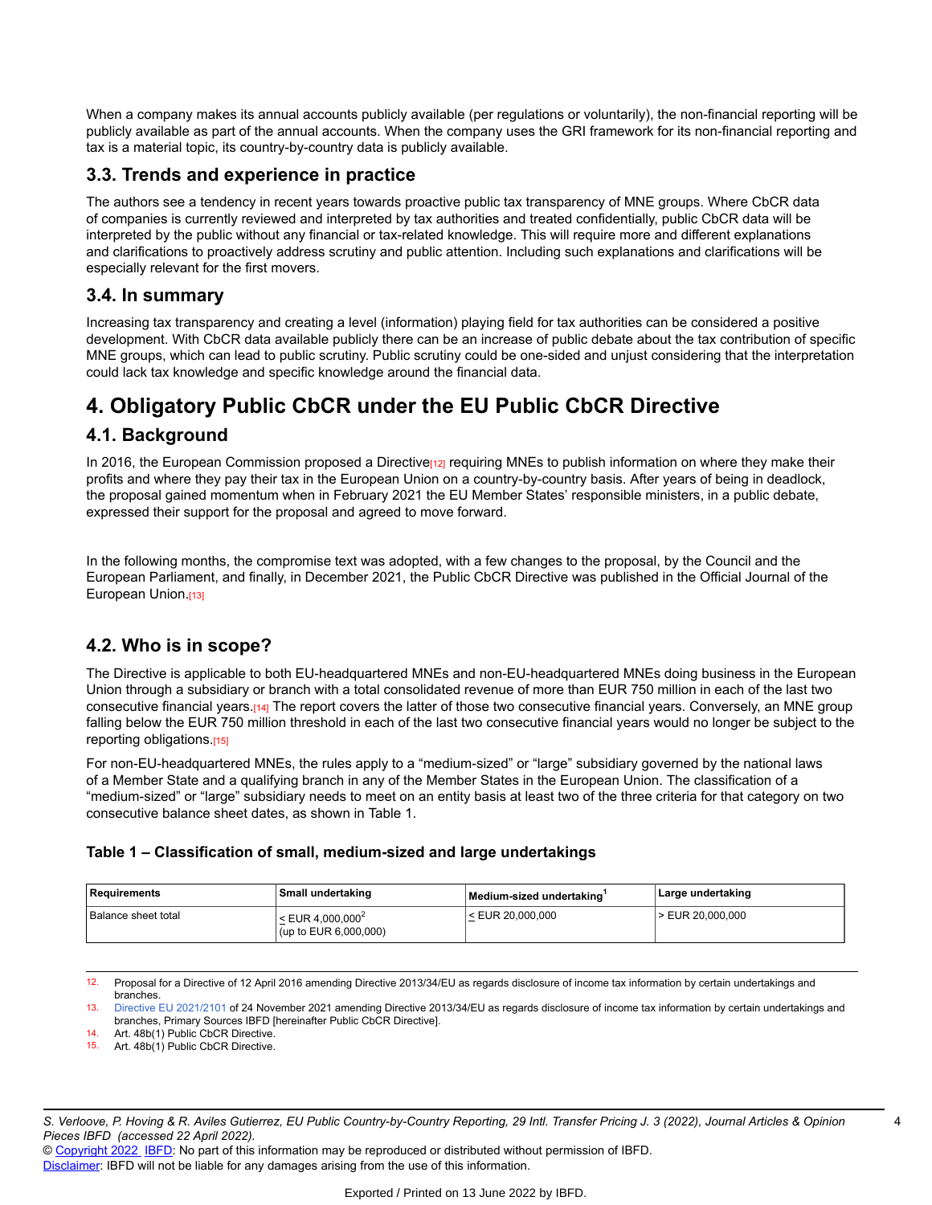When a company makes its annual accounts publicly available (per regulations or voluntarily), the non-financial reporting will be publicly available as part of the annual accounts. When the company uses the GRI framework for its non-financial reporting and tax is a material topic, its country-by-country data is publicly available.

### 3.3. Trends and experience in practice

The authors see a tendency in recent years towards proactive public tax transparency of MNE groups. Where CbCR data of companies is currently reviewed and interpreted by tax authorities and treated confidentially, public CbCR data will be interpreted by the public without any financial or tax-related knowledge. This will require more and different explanations and clarifications to proactively address scrutiny and public attention. Including such explanations and clarifications will be especially relevant for the first movers.

### 3.4. In summary

Increasing tax transparency and creating a level (information) playing field for tax authorities can be considered a positive development. With CbCR data available publicly there can be an increase of public debate about the tax contribution of specific MNE groups, which can lead to public scrutiny. Public scrutiny could be one-sided and unjust considering that the interpretation could lack tax knowledge and specific knowledge around the financial data.

## 4. Obligatory Public CbCR under the EU Public CbCR Directive

### 4.1. Background

In 2016, the European Commission proposed a Directive[12] requiring MNEs to publish information on where they make their profits and where they pay their tax in the European Union on a country-by-country basis. After years of being in deadlock, the proposal gained momentum when in February 2021 the EU Member States' responsible ministers, in a public debate, expressed their support for the proposal and agreed to move forward.

In the following months, the compromise text was adopted, with a few changes to the proposal, by the Council and the European Parliament, and finally, in December 2021, the Public CbCR Directive was published in the Official Journal of the European Union.[13]

### 4.2. Who is in scope?

The Directive is applicable to both EU-headquartered MNEs and non-EU-headquartered MNEs doing business in the European Union through a subsidiary or branch with a total consolidated revenue of more than EUR 750 million in each of the last two consecutive financial years.[14] The report covers the latter of those two consecutive financial years. Conversely, an MNE group falling below the EUR 750 million threshold in each of the last two consecutive financial years would no longer be subject to the reporting obligations.[15]

For non-EU-headquartered MNEs, the rules apply to a "medium-sized" or "large" subsidiary governed by the national laws of a Member State and a qualifying branch in any of the Member States in the European Union. The classification of a "medium-sized" or "large" subsidiary needs to meet on an entity basis at least two of the three criteria for that category on two consecutive balance sheet dates, as shown in Table 1.

**Table 1 – Classification of small, medium-sized and large undertakings**

| Requirements | Small undertaking | Medium-sized undertaking[1] | Large undertaking |
|---|---|---|---|
| Balance sheet total | ≤ EUR 4,000,000[2] (up to EUR 6,000,000) | ≤ EUR 20,000,000 | > EUR 20,000,000 |

12. Proposal for a Directive of 12 April 2016 amending Directive 2013/34/EU as regards disclosure of income tax information by certain undertakings and branches.
13. Directive EU 2021/2101 of 24 November 2021 amending Directive 2013/34/EU as regards disclosure of income tax information by certain undertakings and branches, Primary Sources IBFD [hereinafter Public CbCR Directive].
14. Art. 48b(1) Public CbCR Directive.
15. Art. 48b(1) Public CbCR Directive.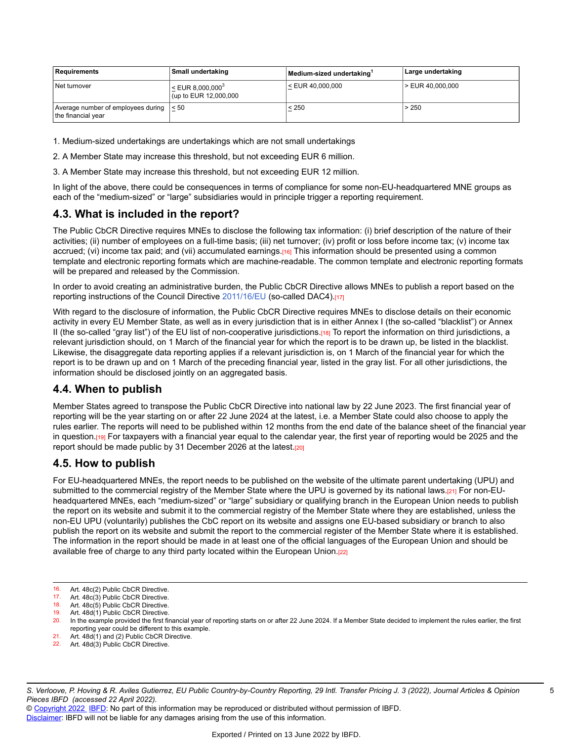| Requirements | Small undertaking | Medium-sized undertaking[1] | Large undertaking |
|---|---|---|---|
| Net turnover | ≤ EUR 8,000,000[3] (up to EUR 12,000,000 | ≤ EUR 40,000,000 | > EUR 40,000,000 |
| Average number of employees during the financial year | ≤ 50 | ≤ 250 | > 250 |

1. Medium-sized undertakings are undertakings which are not small undertakings
2. A Member State may increase this threshold, but not exceeding EUR 6 million.
3. A Member State may increase this threshold, but not exceeding EUR 12 million.

In light of the above, there could be consequences in terms of compliance for some non-EU-headquartered MNE groups as each of the "medium-sized" or "large" subsidiaries would in principle trigger a reporting requirement.

## 4.3. What is included in the report?

The Public CbCR Directive requires MNEs to disclose the following tax information: (i) brief description of the nature of their activities; (ii) number of employees on a full-time basis; (iii) net turnover; (iv) profit or loss before income tax; (v) income tax accrued; (vi) income tax paid; and (vii) accumulated earnings.[16] This information should be presented using a common template and electronic reporting formats which are machine-readable. The common template and electronic reporting formats will be prepared and released by the Commission.

In order to avoid creating an administrative burden, the Public CbCR Directive allows MNEs to publish a report based on the reporting instructions of the Council Directive 2011/16/EU (so-called DAC4).[17]

With regard to the disclosure of information, the Public CbCR Directive requires MNEs to disclose details on their economic activity in every EU Member State, as well as in every jurisdiction that is in either Annex I (the so-called "blacklist") or Annex II (the so-called "gray list") of the EU list of non-cooperative jurisdictions.[18] To report the information on third jurisdictions, a relevant jurisdiction should, on 1 March of the financial year for which the report is to be drawn up, be listed in the blacklist. Likewise, the disaggregate data reporting applies if a relevant jurisdiction is, on 1 March of the financial year for which the report is to be drawn up and on 1 March of the preceding financial year, listed in the gray list. For all other jurisdictions, the information should be disclosed jointly on an aggregated basis.

## 4.4. When to publish

Member States agreed to transpose the Public CbCR Directive into national law by 22 June 2023. The first financial year of reporting will be the year starting on or after 22 June 2024 at the latest, i.e. a Member State could also choose to apply the rules earlier. The reports will need to be published within 12 months from the end date of the balance sheet of the financial year in question.[19] For taxpayers with a financial year equal to the calendar year, the first year of reporting would be 2025 and the report should be made public by 31 December 2026 at the latest.[20]

## 4.5. How to publish

For EU-headquartered MNEs, the report needs to be published on the website of the ultimate parent undertaking (UPU) and submitted to the commercial registry of the Member State where the UPU is governed by its national laws.[21] For non-EU-headquartered MNEs, each "medium-sized" or "large" subsidiary or qualifying branch in the European Union needs to publish the report on its website and submit it to the commercial registry of the Member State where they are established, unless the non-EU UPU (voluntarily) publishes the CbC report on its website and assigns one EU-based subsidiary or branch to also publish the report on its website and submit the report to the commercial register of the Member State where it is established. The information in the report should be made in at least one of the official languages of the European Union and should be available free of charge to any third party located within the European Union.[22]

---

16. Art. 48c(2) Public CbCR Directive.
17. Art. 48c(3) Public CbCR Directive.
18. Art. 48c(5) Public CbCR Directive.
19. Art. 48d(1) Public CbCR Directive.
20. In the example provided the first financial year of reporting starts on or after 22 June 2024. If a Member State decided to implement the rules earlier, the first reporting year could be different to this example.
21. Art. 48d(1) and (2) Public CbCR Directive.
22. Art. 48d(3) Public CbCR Directive.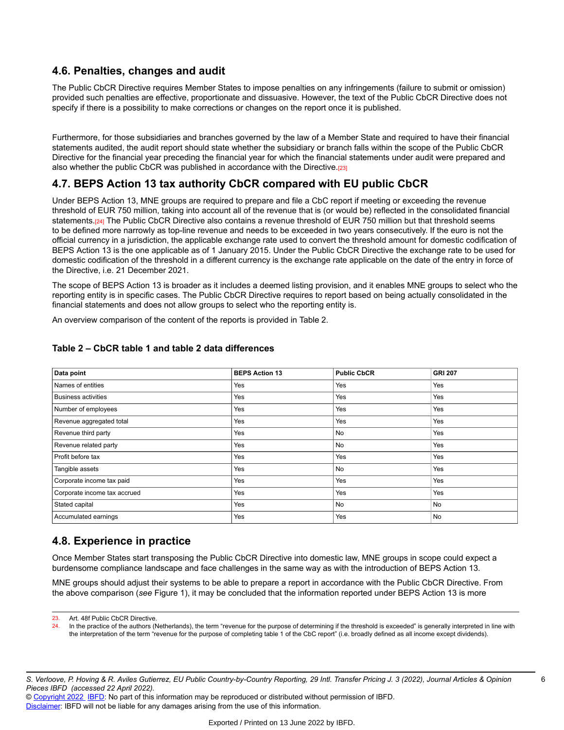## 4.6. Penalties, changes and audit

The Public CbCR Directive requires Member States to impose penalties on any infringements (failure to submit or omission) provided such penalties are effective, proportionate and dissuasive. However, the text of the Public CbCR Directive does not specify if there is a possibility to make corrections or changes on the report once it is published.

Furthermore, for those subsidiaries and branches governed by the law of a Member State and required to have their financial statements audited, the audit report should state whether the subsidiary or branch falls within the scope of the Public CbCR Directive for the financial year preceding the financial year for which the financial statements under audit were prepared and also whether the public CbCR was published in accordance with the Directive.[23]

## 4.7. BEPS Action 13 tax authority CbCR compared with EU public CbCR

Under BEPS Action 13, MNE groups are required to prepare and file a CbC report if meeting or exceeding the revenue threshold of EUR 750 million, taking into account all of the revenue that is (or would be) reflected in the consolidated financial statements.[24] The Public CbCR Directive also contains a revenue threshold of EUR 750 million but that threshold seems to be defined more narrowly as top-line revenue and needs to be exceeded in two years consecutively. If the euro is not the official currency in a jurisdiction, the applicable exchange rate used to convert the threshold amount for domestic codification of BEPS Action 13 is the one applicable as of 1 January 2015. Under the Public CbCR Directive the exchange rate to be used for domestic codification of the threshold in a different currency is the exchange rate applicable on the date of the entry in force of the Directive, i.e. 21 December 2021.

The scope of BEPS Action 13 is broader as it includes a deemed listing provision, and it enables MNE groups to select who the reporting entity is in specific cases. The Public CbCR Directive requires to report based on being actually consolidated in the financial statements and does not allow groups to select who the reporting entity is.

An overview comparison of the content of the reports is provided in Table 2.

**Table 2 – CbCR table 1 and table 2 data differences**

| Data point | BEPS Action 13 | Public CbCR | GRI 207 |
|---|---|---|---|
| Names of entities | Yes | Yes | Yes |
| Business activities | Yes | Yes | Yes |
| Number of employees | Yes | Yes | Yes |
| Revenue aggregated total | Yes | Yes | Yes |
| Revenue third party | Yes | No | Yes |
| Revenue related party | Yes | No | Yes |
| Profit before tax | Yes | Yes | Yes |
| Tangible assets | Yes | No | Yes |
| Corporate income tax paid | Yes | Yes | Yes |
| Corporate income tax accrued | Yes | Yes | Yes |
| Stated capital | Yes | No | No |
| Accumulated earnings | Yes | Yes | No |

## 4.8. Experience in practice

Once Member States start transposing the Public CbCR Directive into domestic law, MNE groups in scope could expect a burdensome compliance landscape and face challenges in the same way as with the introduction of BEPS Action 13.

MNE groups should adjust their systems to be able to prepare a report in accordance with the Public CbCR Directive. From the above comparison (*see* Figure 1), it may be concluded that the information reported under BEPS Action 13 is more

---

23. Art. 48f Public CbCR Directive.
24. In the practice of the authors (Netherlands), the term "revenue for the purpose of determining if the threshold is exceeded" is generally interpreted in line with the interpretation of the term "revenue for the purpose of completing table 1 of the CbC report" (i.e. broadly defined as all income except dividends).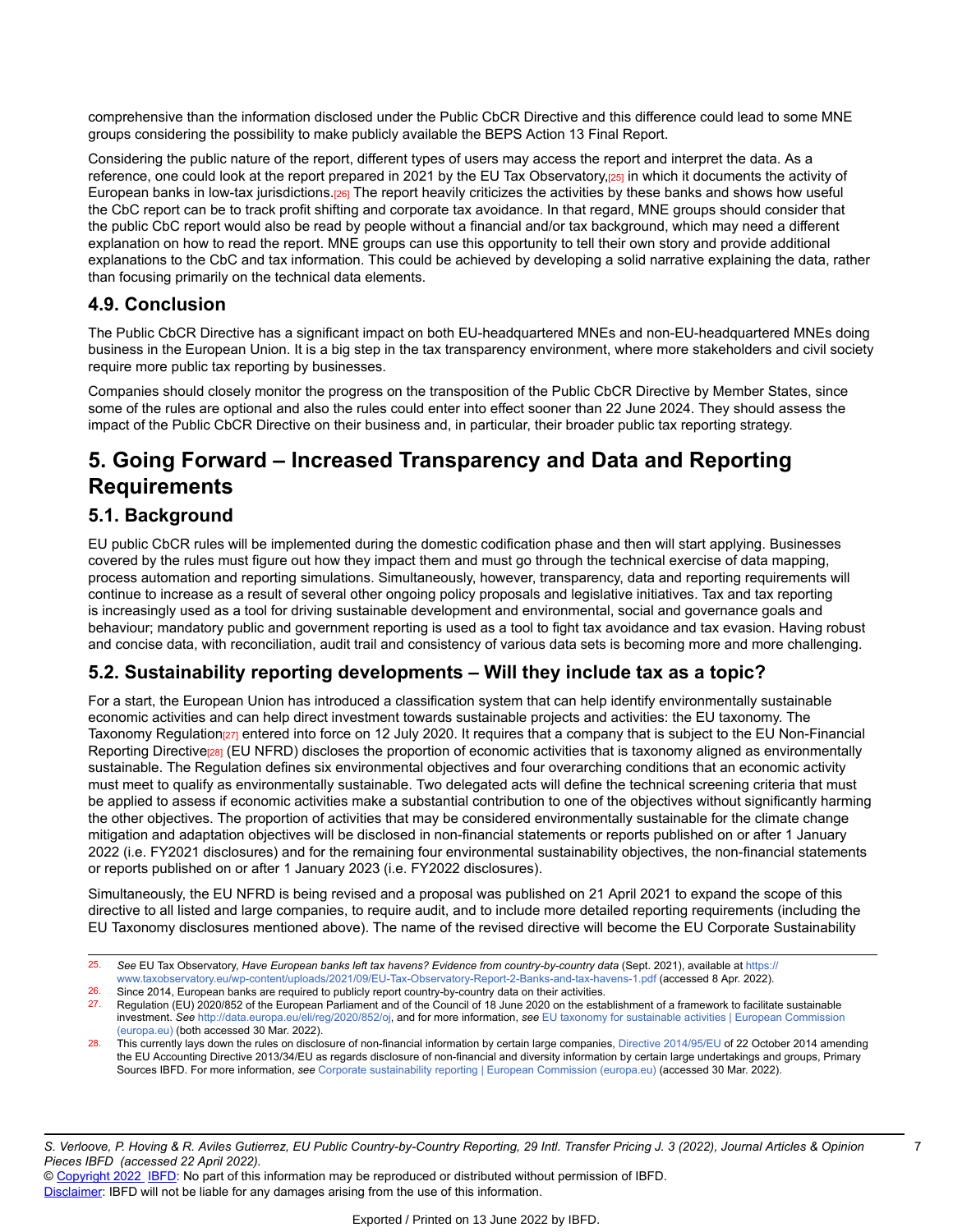comprehensive than the information disclosed under the Public CbCR Directive and this difference could lead to some MNE groups considering the possibility to make publicly available the BEPS Action 13 Final Report.

Considering the public nature of the report, different types of users may access the report and interpret the data. As a reference, one could look at the report prepared in 2021 by the EU Tax Observatory,[25] in which it documents the activity of European banks in low-tax jurisdictions.[26] The report heavily criticizes the activities by these banks and shows how useful the CbC report can be to track profit shifting and corporate tax avoidance. In that regard, MNE groups should consider that the public CbC report would also be read by people without a financial and/or tax background, which may need a different explanation on how to read the report. MNE groups can use this opportunity to tell their own story and provide additional explanations to the CbC and tax information. This could be achieved by developing a solid narrative explaining the data, rather than focusing primarily on the technical data elements.

### 4.9. Conclusion

The Public CbCR Directive has a significant impact on both EU-headquartered MNEs and non-EU-headquartered MNEs doing business in the European Union. It is a big step in the tax transparency environment, where more stakeholders and civil society require more public tax reporting by businesses.

Companies should closely monitor the progress on the transposition of the Public CbCR Directive by Member States, since some of the rules are optional and also the rules could enter into effect sooner than 22 June 2024. They should assess the impact of the Public CbCR Directive on their business and, in particular, their broader public tax reporting strategy.

## 5. Going Forward – Increased Transparency and Data and Reporting Requirements

### 5.1. Background

EU public CbCR rules will be implemented during the domestic codification phase and then will start applying. Businesses covered by the rules must figure out how they impact them and must go through the technical exercise of data mapping, process automation and reporting simulations. Simultaneously, however, transparency, data and reporting requirements will continue to increase as a result of several other ongoing policy proposals and legislative initiatives. Tax and tax reporting is increasingly used as a tool for driving sustainable development and environmental, social and governance goals and behaviour; mandatory public and government reporting is used as a tool to fight tax avoidance and tax evasion. Having robust and concise data, with reconciliation, audit trail and consistency of various data sets is becoming more and more challenging.

### 5.2. Sustainability reporting developments – Will they include tax as a topic?

For a start, the European Union has introduced a classification system that can help identify environmentally sustainable economic activities and can help direct investment towards sustainable projects and activities: the EU taxonomy. The Taxonomy Regulation[27] entered into force on 12 July 2020. It requires that a company that is subject to the EU Non-Financial Reporting Directive[28] (EU NFRD) discloses the proportion of economic activities that is taxonomy aligned as environmentally sustainable. The Regulation defines six environmental objectives and four overarching conditions that an economic activity must meet to qualify as environmentally sustainable. Two delegated acts will define the technical screening criteria that must be applied to assess if economic activities make a substantial contribution to one of the objectives without significantly harming the other objectives. The proportion of activities that may be considered environmentally sustainable for the climate change mitigation and adaptation objectives will be disclosed in non-financial statements or reports published on or after 1 January 2022 (i.e. FY2021 disclosures) and for the remaining four environmental sustainability objectives, the non-financial statements or reports published on or after 1 January 2023 (i.e. FY2022 disclosures).

Simultaneously, the EU NFRD is being revised and a proposal was published on 21 April 2021 to expand the scope of this directive to all listed and large companies, to require audit, and to include more detailed reporting requirements (including the EU Taxonomy disclosures mentioned above). The name of the revised directive will become the EU Corporate Sustainability

---

25. *See* EU Tax Observatory, *Have European banks left tax havens? Evidence from country-by-country data* (Sept. 2021), available at https://www.taxobservatory.eu/wp-content/uploads/2021/09/EU-Tax-Observatory-Report-2-Banks-and-tax-havens-1.pdf (accessed 8 Apr. 2022).

26. Since 2014, European banks are required to publicly report country-by-country data on their activities.

27. Regulation (EU) 2020/852 of the European Parliament and of the Council of 18 June 2020 on the establishment of a framework to facilitate sustainable investment. *See* http://data.europa.eu/eli/reg/2020/852/oj, and for more information, *see* EU taxonomy for sustainable activities | European Commission (europa.eu) (both accessed 30 Mar. 2022).

28. This currently lays down the rules on disclosure of non-financial information by certain large companies, Directive 2014/95/EU of 22 October 2014 amending the EU Accounting Directive 2013/34/EU as regards disclosure of non-financial and diversity information by certain large undertakings and groups, Primary Sources IBFD. For more information, *see* Corporate sustainability reporting | European Commission (europa.eu) (accessed 30 Mar. 2022).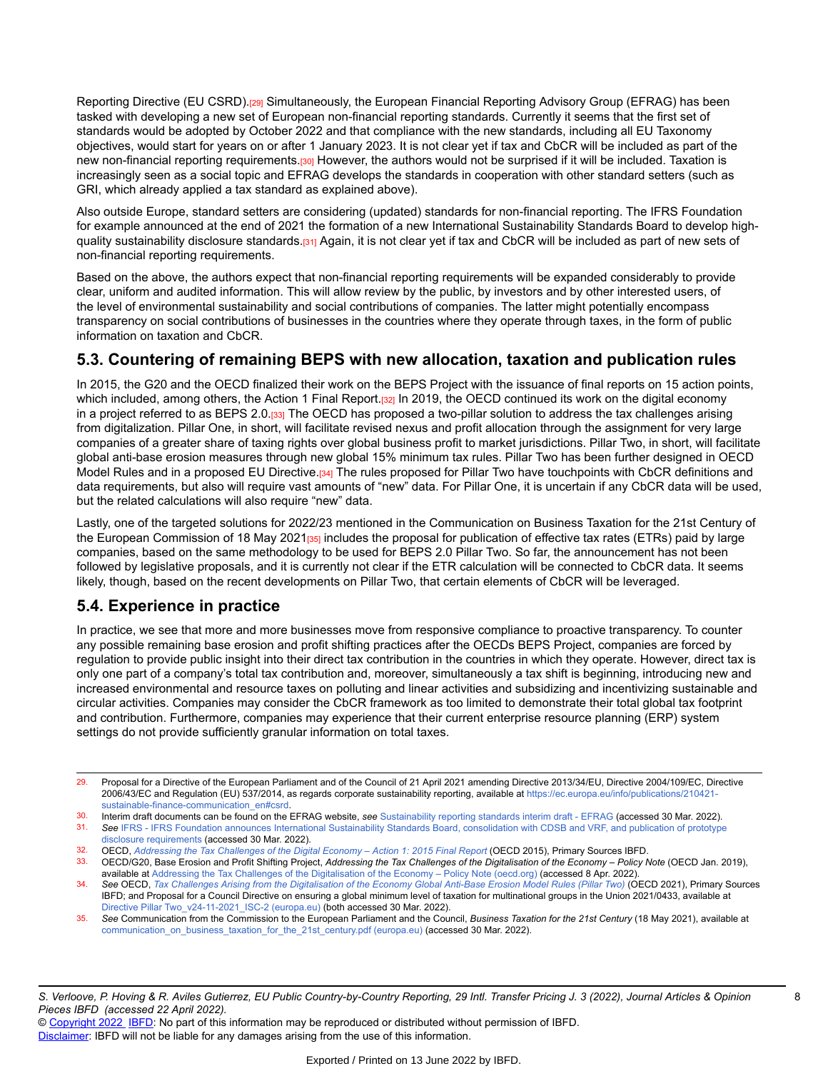Reporting Directive (EU CSRD).[29] Simultaneously, the European Financial Reporting Advisory Group (EFRAG) has been tasked with developing a new set of European non-financial reporting standards. Currently it seems that the first set of standards would be adopted by October 2022 and that compliance with the new standards, including all EU Taxonomy objectives, would start for years on or after 1 January 2023. It is not clear yet if tax and CbCR will be included as part of the new non-financial reporting requirements.[30] However, the authors would not be surprised if it will be included. Taxation is increasingly seen as a social topic and EFRAG develops the standards in cooperation with other standard setters (such as GRI, which already applied a tax standard as explained above).

Also outside Europe, standard setters are considering (updated) standards for non-financial reporting. The IFRS Foundation for example announced at the end of 2021 the formation of a new International Sustainability Standards Board to develop high-quality sustainability disclosure standards.[31] Again, it is not clear yet if tax and CbCR will be included as part of new sets of non-financial reporting requirements.

Based on the above, the authors expect that non-financial reporting requirements will be expanded considerably to provide clear, uniform and audited information. This will allow review by the public, by investors and by other interested users, of the level of environmental sustainability and social contributions of companies. The latter might potentially encompass transparency on social contributions of businesses in the countries where they operate through taxes, in the form of public information on taxation and CbCR.

## 5.3. Countering of remaining BEPS with new allocation, taxation and publication rules

In 2015, the G20 and the OECD finalized their work on the BEPS Project with the issuance of final reports on 15 action points, which included, among others, the Action 1 Final Report.[32] In 2019, the OECD continued its work on the digital economy in a project referred to as BEPS 2.0.[33] The OECD has proposed a two-pillar solution to address the tax challenges arising from digitalization. Pillar One, in short, will facilitate revised nexus and profit allocation through the assignment for very large companies of a greater share of taxing rights over global business profit to market jurisdictions. Pillar Two, in short, will facilitate global anti-base erosion measures through new global 15% minimum tax rules. Pillar Two has been further designed in OECD Model Rules and in a proposed EU Directive.[34] The rules proposed for Pillar Two have touchpoints with CbCR definitions and data requirements, but also will require vast amounts of "new" data. For Pillar One, it is uncertain if any CbCR data will be used, but the related calculations will also require "new" data.

Lastly, one of the targeted solutions for 2022/23 mentioned in the Communication on Business Taxation for the 21st Century of the European Commission of 18 May 2021[35] includes the proposal for publication of effective tax rates (ETRs) paid by large companies, based on the same methodology to be used for BEPS 2.0 Pillar Two. So far, the announcement has not been followed by legislative proposals, and it is currently not clear if the ETR calculation will be connected to CbCR data. It seems likely, though, based on the recent developments on Pillar Two, that certain elements of CbCR will be leveraged.

## 5.4. Experience in practice

In practice, we see that more and more businesses move from responsive compliance to proactive transparency. To counter any possible remaining base erosion and profit shifting practices after the OECDs BEPS Project, companies are forced by regulation to provide public insight into their direct tax contribution in the countries in which they operate. However, direct tax is only one part of a company's total tax contribution and, moreover, simultaneously a tax shift is beginning, introducing new and increased environmental and resource taxes on polluting and linear activities and subsidizing and incentivizing sustainable and circular activities. Companies may consider the CbCR framework as too limited to demonstrate their total global tax footprint and contribution. Furthermore, companies may experience that their current enterprise resource planning (ERP) system settings do not provide sufficiently granular information on total taxes.

---

29. Proposal for a Directive of the European Parliament and of the Council of 21 April 2021 amending Directive 2013/34/EU, Directive 2004/109/EC, Directive 2006/43/EC and Regulation (EU) 537/2014, as regards corporate sustainability reporting, available at https://ec.europa.eu/info/publications/210421-sustainable-finance-communication_en#csrd.
30. Interim draft documents can be found on the EFRAG website, *see* Sustainability reporting standards interim draft - EFRAG (accessed 30 Mar. 2022).
31. *See* IFRS - IFRS Foundation announces International Sustainability Standards Board, consolidation with CDSB and VRF, and publication of prototype disclosure requirements (accessed 30 Mar. 2022).
32. OECD, *Addressing the Tax Challenges of the Digital Economy – Action 1: 2015 Final Report* (OECD 2015), Primary Sources IBFD.
33. OECD/G20, Base Erosion and Profit Shifting Project, *Addressing the Tax Challenges of the Digitalisation of the Economy – Policy Note* (OECD Jan. 2019), available at Addressing the Tax Challenges of the Digitalisation of the Economy – Policy Note (oecd.org) (accessed 8 Apr. 2022).
34. *See* OECD, *Tax Challenges Arising from the Digitalisation of the Economy Global Anti-Base Erosion Model Rules (Pillar Two)* (OECD 2021), Primary Sources IBFD; and Proposal for a Council Directive on ensuring a global minimum level of taxation for multinational groups in the Union 2021/0433, available at Directive Pillar Two_v24-11-2021_ISC-2 (europa.eu) (both accessed 30 Mar. 2022).
35. *See* Communication from the Commission to the European Parliament and the Council, *Business Taxation for the 21st Century* (18 May 2021), available at communication_on_business_taxation_for_the_21st_century.pdf (europa.eu) (accessed 30 Mar. 2022).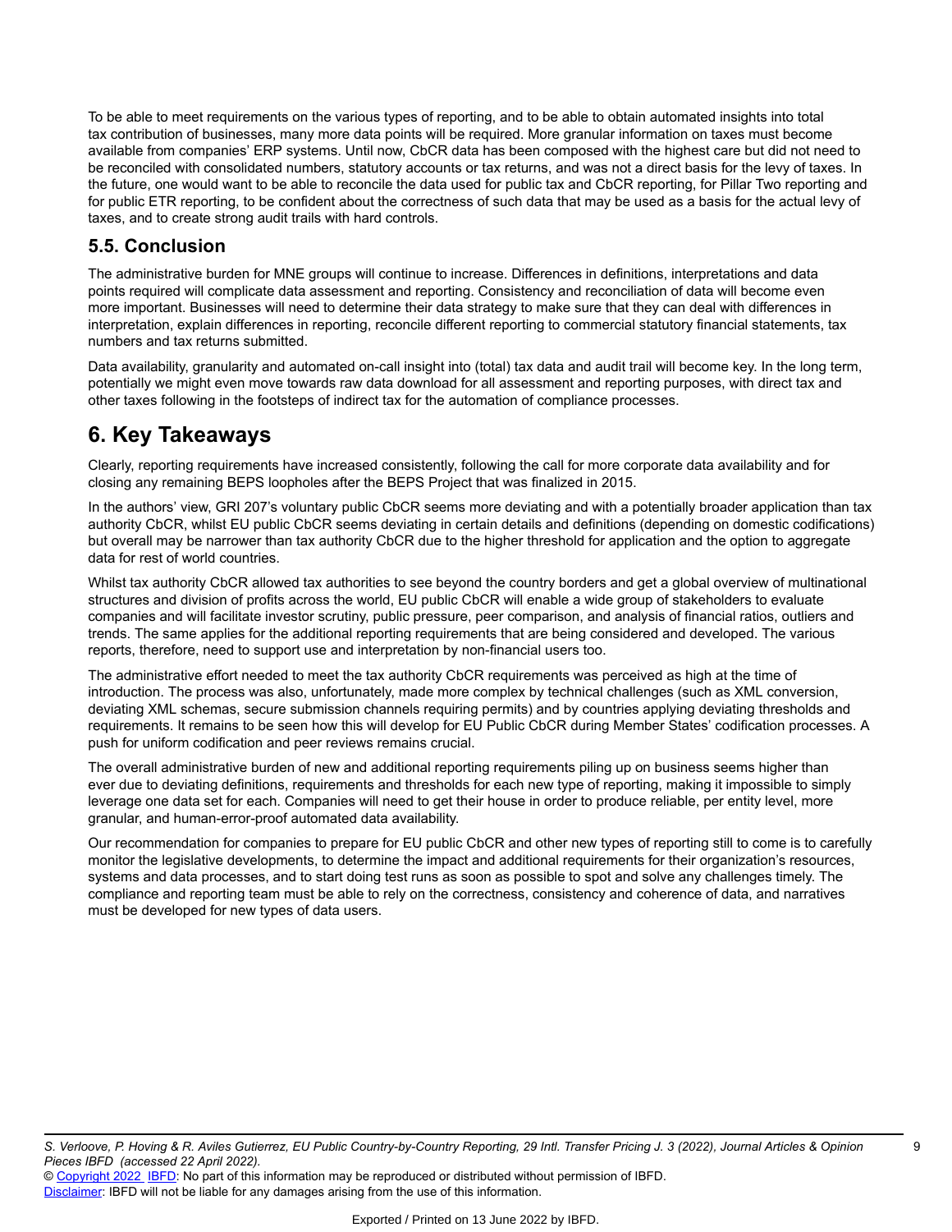To be able to meet requirements on the various types of reporting, and to be able to obtain automated insights into total tax contribution of businesses, many more data points will be required. More granular information on taxes must become available from companies' ERP systems. Until now, CbCR data has been composed with the highest care but did not need to be reconciled with consolidated numbers, statutory accounts or tax returns, and was not a direct basis for the levy of taxes. In the future, one would want to be able to reconcile the data used for public tax and CbCR reporting, for Pillar Two reporting and for public ETR reporting, to be confident about the correctness of such data that may be used as a basis for the actual levy of taxes, and to create strong audit trails with hard controls.

### 5.5. Conclusion

The administrative burden for MNE groups will continue to increase. Differences in definitions, interpretations and data points required will complicate data assessment and reporting. Consistency and reconciliation of data will become even more important. Businesses will need to determine their data strategy to make sure that they can deal with differences in interpretation, explain differences in reporting, reconcile different reporting to commercial statutory financial statements, tax numbers and tax returns submitted.

Data availability, granularity and automated on-call insight into (total) tax data and audit trail will become key. In the long term, potentially we might even move towards raw data download for all assessment and reporting purposes, with direct tax and other taxes following in the footsteps of indirect tax for the automation of compliance processes.

## 6. Key Takeaways

Clearly, reporting requirements have increased consistently, following the call for more corporate data availability and for closing any remaining BEPS loopholes after the BEPS Project that was finalized in 2015.

In the authors' view, GRI 207's voluntary public CbCR seems more deviating and with a potentially broader application than tax authority CbCR, whilst EU public CbCR seems deviating in certain details and definitions (depending on domestic codifications) but overall may be narrower than tax authority CbCR due to the higher threshold for application and the option to aggregate data for rest of world countries.

Whilst tax authority CbCR allowed tax authorities to see beyond the country borders and get a global overview of multinational structures and division of profits across the world, EU public CbCR will enable a wide group of stakeholders to evaluate companies and will facilitate investor scrutiny, public pressure, peer comparison, and analysis of financial ratios, outliers and trends. The same applies for the additional reporting requirements that are being considered and developed. The various reports, therefore, need to support use and interpretation by non-financial users too.

The administrative effort needed to meet the tax authority CbCR requirements was perceived as high at the time of introduction. The process was also, unfortunately, made more complex by technical challenges (such as XML conversion, deviating XML schemas, secure submission channels requiring permits) and by countries applying deviating thresholds and requirements. It remains to be seen how this will develop for EU Public CbCR during Member States' codification processes. A push for uniform codification and peer reviews remains crucial.

The overall administrative burden of new and additional reporting requirements piling up on business seems higher than ever due to deviating definitions, requirements and thresholds for each new type of reporting, making it impossible to simply leverage one data set for each. Companies will need to get their house in order to produce reliable, per entity level, more granular, and human-error-proof automated data availability.

Our recommendation for companies to prepare for EU public CbCR and other new types of reporting still to come is to carefully monitor the legislative developments, to determine the impact and additional requirements for their organization's resources, systems and data processes, and to start doing test runs as soon as possible to spot and solve any challenges timely. The compliance and reporting team must be able to rely on the correctness, consistency and coherence of data, and narratives must be developed for new types of data users.